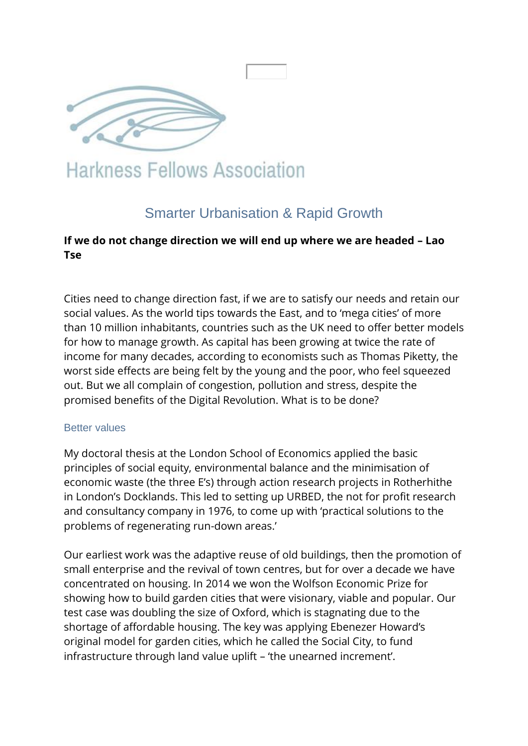Harkness Fellows Association

# Smarter Urbanisation & Rapid Growth

**If we do not change direction we will end up where we are headed – Lao Tse**

Cities need to change direction fast, if we are to satisfy our needs and retain our social values. As the world tips towards the East, and to 'mega cities' of more than 10 million inhabitants, countries such as the UK need to offer better models for how to manage growth. As capital has been growing at twice the rate of income for many decades, according to economists such as Thomas Piketty, the worst side effects are being felt by the young and the poor, who feel squeezed out. But we all complain of congestion, pollution and stress, despite the promised benefits of the Digital Revolution. What is to be done?

## Better values

My doctoral thesis at the London School of Economics applied the basic principles of social equity, environmental balance and the minimisation of economic waste (the three E's) through action research projects in Rotherhithe in London's Docklands. This led to setting up URBED, the not for profit research and consultancy company in 1976, to come up with 'practical solutions to the problems of regenerating run-down areas.'

Our earliest work was the adaptive reuse of old buildings, then the promotion of small enterprise and the revival of town centres, but for over a decade we have concentrated on housing. In 2014 we won the Wolfson Economic Prize for showing how to build garden cities that were visionary, viable and popular. Our test case was doubling the size of Oxford, which is stagnating due to the shortage of affordable housing. The key was applying Ebenezer Howard's original model for garden cities, which he called the Social City, to fund infrastructure through land value uplift – 'the unearned increment'.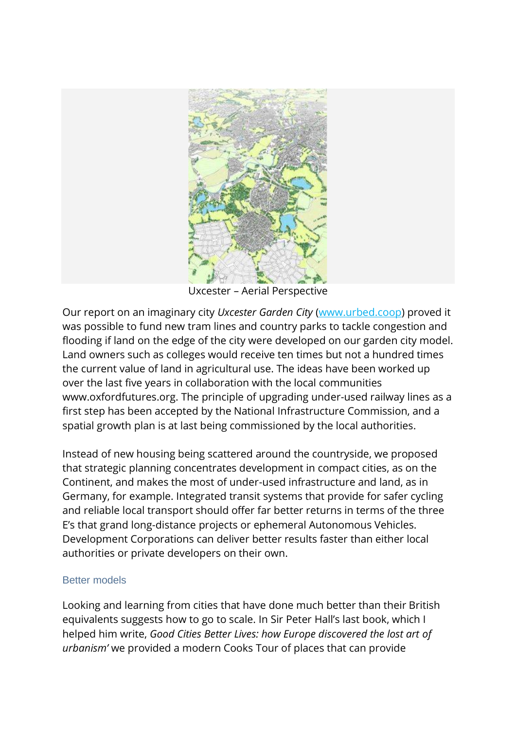Uxcester – Aerial Perspective

Our report on an imaginary city *Uxcester Garden City* ([www.urbed.coop](www.urbed.coop)) proved it was possible to fund new tram lines and country parks to tackle congestion and flooding if land on the edge of the city were developed on our garden city model. Land owners such as colleges would receive ten times but not a hundred times the current value of land in agricultural use. The ideas have been worked up over the last five years in collaboration with the local communities www.oxfordfutures.org. The principle of upgrading under-used railway lines as a first step has been accepted by the National Infrastructure Commission, and a spatial growth plan is at last being commissioned by the local authorities.

Instead of new housing being scattered around the countryside, we proposed that strategic planning concentrates development in compact cities, as on the Continent, and makes the most of under-used infrastructure and land, as in Germany, for example. Integrated transit systems that provide for safer cycling and reliable local transport should offer far better returns in terms of the three E's that grand long-distance projects or ephemeral Autonomous Vehicles. Development Corporations can deliver better results faster than either local authorities or private developers on their own.

### Better models

Looking and learning from cities that have done much better than their British equivalents suggests how to go to scale. In Sir Peter Hall's last book, which I helped him write, *Good Cities Better Lives: how Europe discovered the lost art of urbanism'* we provided a modern Cooks Tour of places that can provide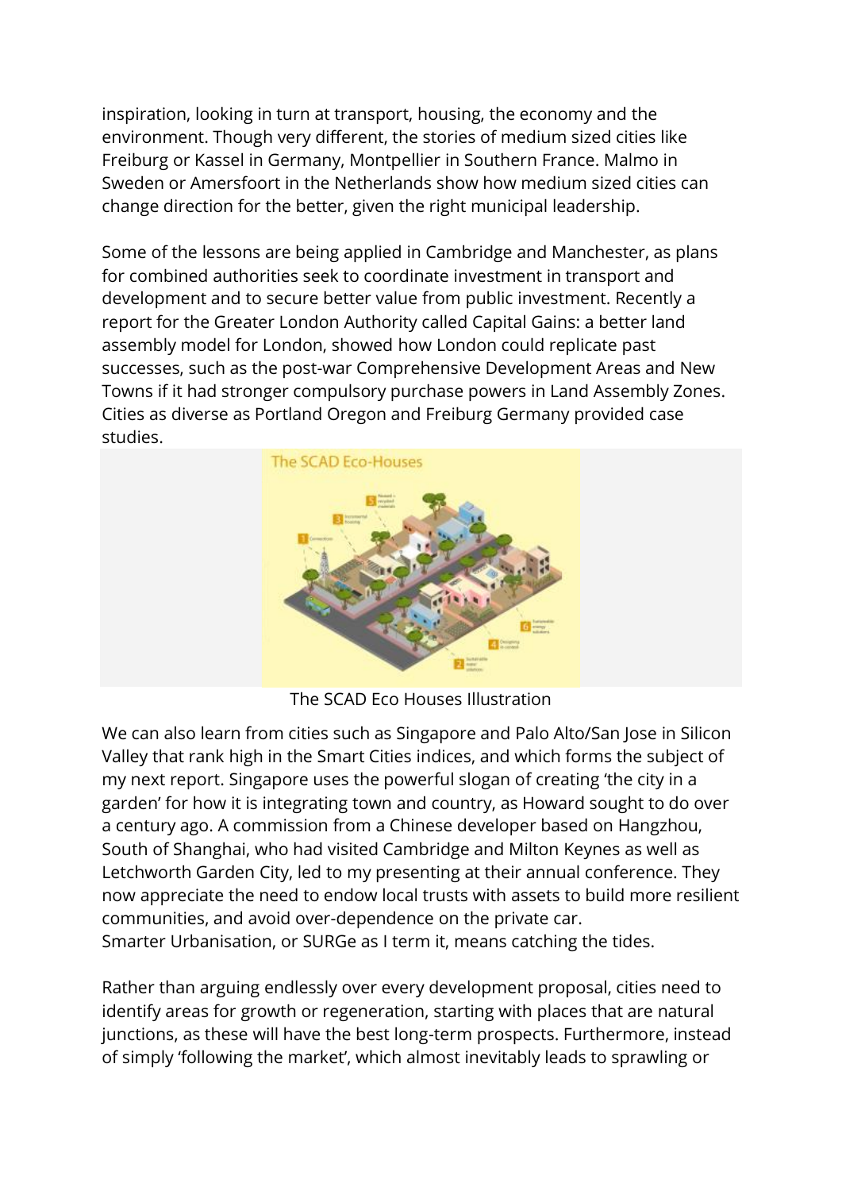inspiration, looking in turn at transport, housing, the economy and the environment. Though very different, the stories of medium sized cities like Freiburg or Kassel in Germany, Montpellier in Southern France. Malmo in Sweden or Amersfoort in the Netherlands show how medium sized cities can change direction for the better, given the right municipal leadership.

Some of the lessons are being applied in Cambridge and Manchester, as plans for combined authorities seek to coordinate investment in transport and development and to secure better value from public investment. Recently a report for the Greater London Authority called Capital Gains: a better land assembly model for London, showed how London could replicate past successes, such as the post-war Comprehensive Development Areas and New Towns if it had stronger compulsory purchase powers in Land Assembly Zones. Cities as diverse as Portland Oregon and Freiburg Germany provided case studies.

The SCAD Eco Houses Illustration

We can also learn from cities such as Singapore and Palo Alto/San Jose in Silicon Valley that rank high in the Smart Cities indices, and which forms the subject of my next report. Singapore uses the powerful slogan of creating 'the city in a garden' for how it is integrating town and country, as Howard sought to do over a century ago. A commission from a Chinese developer based on Hangzhou, South of Shanghai, who had visited Cambridge and Milton Keynes as well as Letchworth Garden City, led to my presenting at their annual conference. They now appreciate the need to endow local trusts with assets to build more resilient communities, and avoid over-dependence on the private car.
Smarter Urbanisation, or SURGe as I term it, means catching the tides.

Rather than arguing endlessly over every development proposal, cities need to identify areas for growth or regeneration, starting with places that are natural junctions, as these will have the best long-term prospects. Furthermore, instead of simply 'following the market', which almost inevitably leads to sprawling or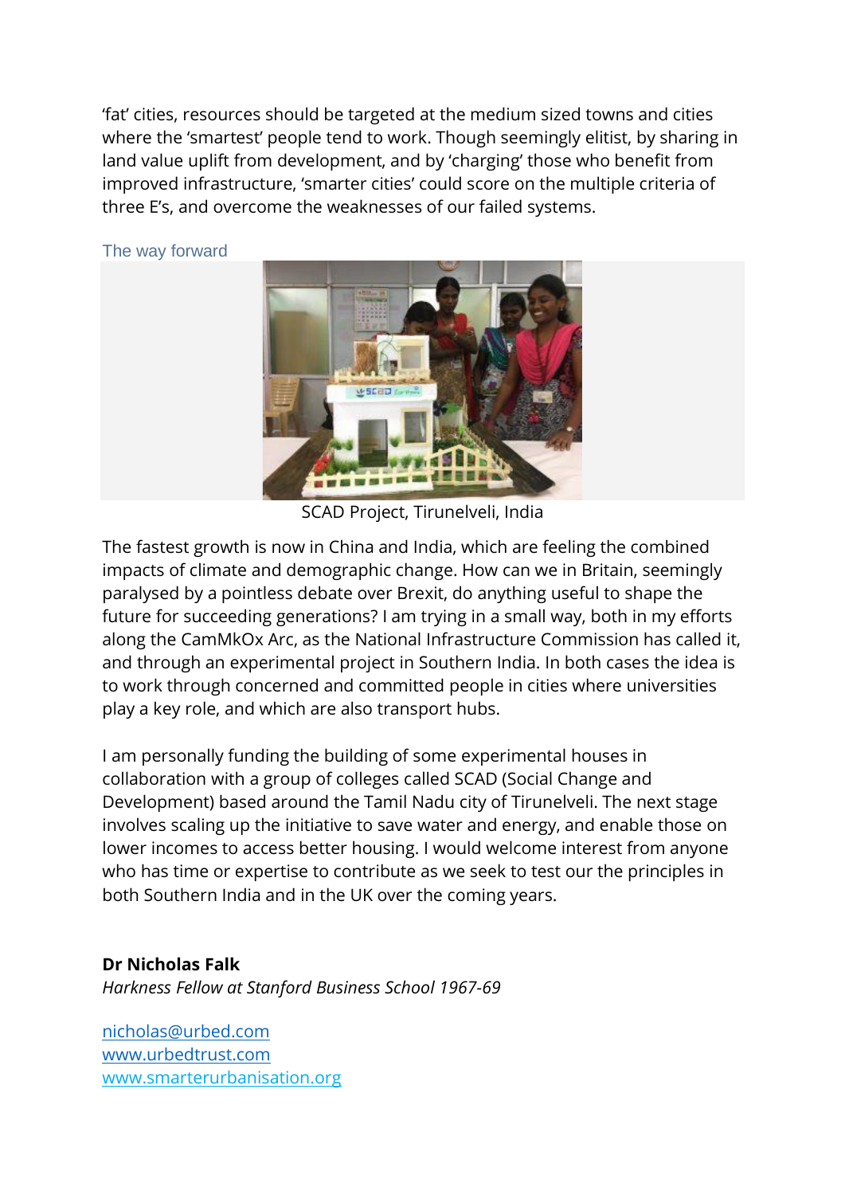'fat' cities, resources should be targeted at the medium sized towns and cities where the 'smartest' people tend to work. Though seemingly elitist, by sharing in land value uplift from development, and by 'charging' those who benefit from improved infrastructure, 'smarter cities' could score on the multiple criteria of three E's, and overcome the weaknesses of our failed systems.

## The way forward

SCAD Project, Tirunelveli, India

The fastest growth is now in China and India, which are feeling the combined impacts of climate and demographic change. How can we in Britain, seemingly paralysed by a pointless debate over Brexit, do anything useful to shape the future for succeeding generations? I am trying in a small way, both in my efforts along the CamMkOx Arc, as the National Infrastructure Commission has called it, and through an experimental project in Southern India. In both cases the idea is to work through concerned and committed people in cities where universities play a key role, and which are also transport hubs.

I am personally funding the building of some experimental houses in collaboration with a group of colleges called SCAD (Social Change and Development) based around the Tamil Nadu city of Tirunelveli. The next stage involves scaling up the initiative to save water and energy, and enable those on lower incomes to access better housing. I would welcome interest from anyone who has time or expertise to contribute as we seek to test our the principles in both Southern India and in the UK over the coming years.

**Dr Nicholas Falk**
*Harkness Fellow at Stanford Business School 1967-69*

nicholas@urbed.com
www.urbedtrust.com
www.smarterurbanisation.org